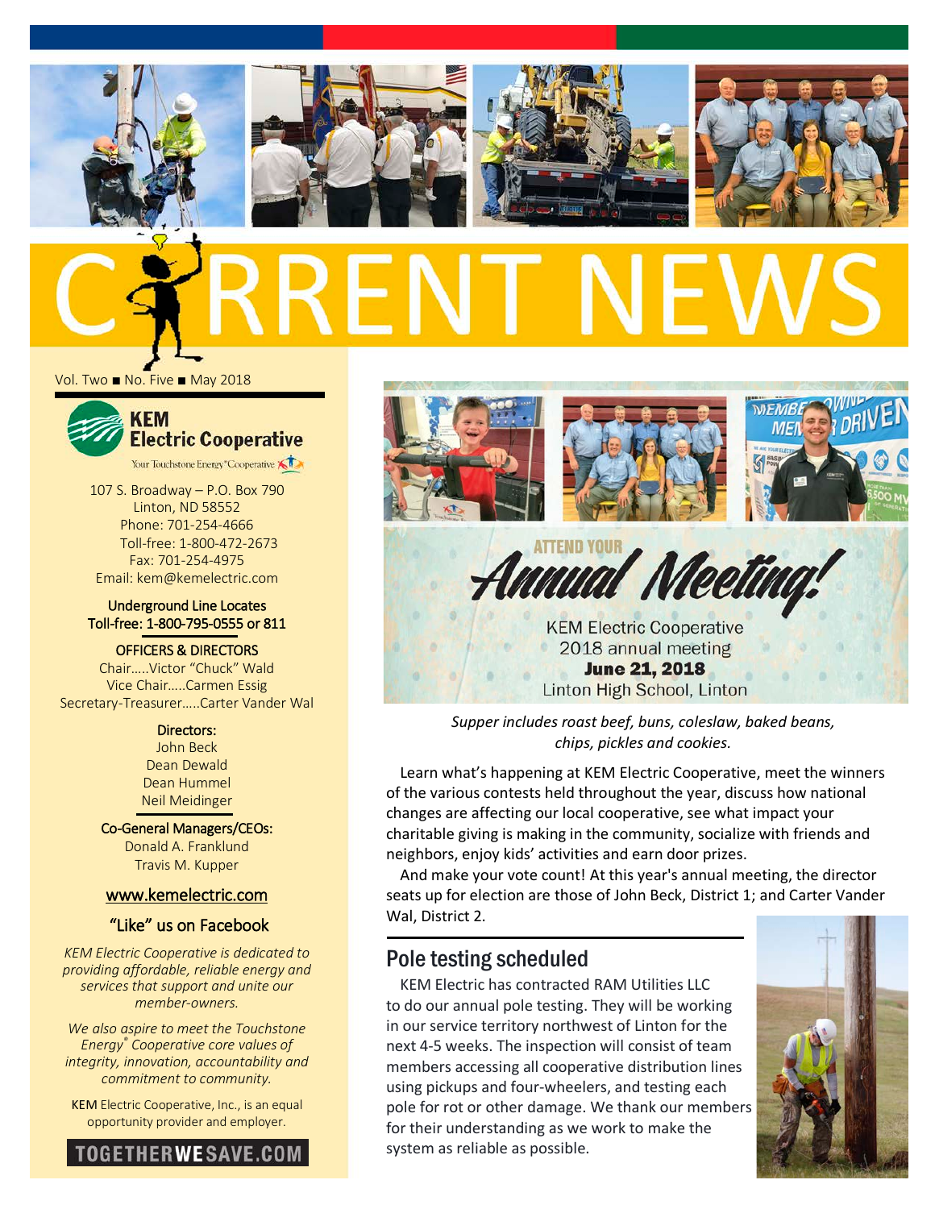# CURRENT NEWS

Vol. Two ■ No. Five ■ May 2018

**KEM Electric Cooperative**

Your Touchstone Energy® Cooperative

107 S. Broadway – P.O. Box 790
Linton, ND 58552
Phone: 701-254-4666
Toll-free: 1-800-472-2673
Fax: 701-254-4975
Email: kem@kemelectric.com

Underground Line Locates
Toll-free: 1-800-795-0555 or 811

OFFICERS & DIRECTORS
Chair.....Victor “Chuck” Wald
Vice Chair.....Carmen Essig
Secretary-Treasurer.....Carter Vander Wal

Directors:
John Beck
Dean Dewald
Dean Hummel
Neil Meidinger

Co-General Managers/CEOs:
Donald A. Franklund
Travis M. Kupper

www.kemelectric.com

“Like” us on Facebook

*KEM Electric Cooperative is dedicated to providing affordable, reliable energy and services that support and unite our member-owners.*

*We also aspire to meet the Touchstone Energy® Cooperative core values of integrity, innovation, accountability and commitment to community.*

KEM Electric Cooperative, Inc., is an equal opportunity provider and employer.

TOGETHERWESAVE.COM

## ATTEND YOUR *Annual Meeting!*

KEM Electric Cooperative
2018 annual meeting
**June 21, 2018**
Linton High School, Linton

*Supper includes roast beef, buns, coleslaw, baked beans, chips, pickles and cookies.*

Learn what’s happening at KEM Electric Cooperative, meet the winners of the various contests held throughout the year, discuss how national changes are affecting our local cooperative, see what impact your charitable giving is making in the community, socialize with friends and neighbors, enjoy kids’ activities and earn door prizes.

And make your vote count! At this year's annual meeting, the director seats up for election are those of John Beck, District 1; and Carter Vander Wal, District 2.

## Pole testing scheduled

KEM Electric has contracted RAM Utilities LLC to do our annual pole testing. They will be working in our service territory northwest of Linton for the next 4-5 weeks. The inspection will consist of team members accessing all cooperative distribution lines using pickups and four-wheelers, and testing each pole for rot or other damage. We thank our members for their understanding as we work to make the system as reliable as possible.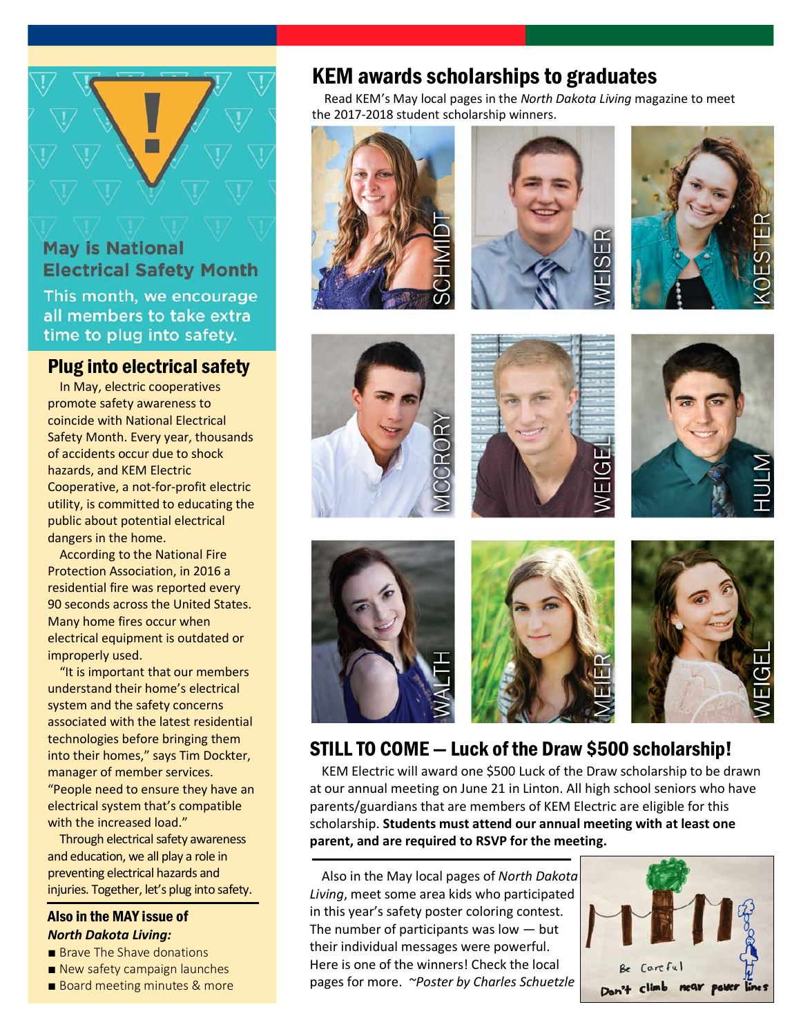## May is National Electrical Safety Month

This month, we encourage all members to take extra time to plug into safety.

## Plug into electrical safety

In May, electric cooperatives promote safety awareness to coincide with National Electrical Safety Month. Every year, thousands of accidents occur due to shock hazards, and KEM Electric Cooperative, a not-for-profit electric utility, is committed to educating the public about potential electrical dangers in the home.

According to the National Fire Protection Association, in 2016 a residential fire was reported every 90 seconds across the United States. Many home fires occur when electrical equipment is outdated or improperly used.

"It is important that our members understand their home's electrical system and the safety concerns associated with the latest residential technologies before bringing them into their homes," says Tim Dockter, manager of member services. "People need to ensure they have an electrical system that's compatible with the increased load."

Through electrical safety awareness and education, we all play a role in preventing electrical hazards and injuries. Together, let's plug into safety.

### Also in the MAY issue of *North Dakota Living:*

- Brave The Shave donations
- New safety campaign launches
- Board meeting minutes & more

## KEM awards scholarships to graduates

Read KEM's May local pages in the *North Dakota Living* magazine to meet the 2017-2018 student scholarship winners.

SCHMIDT

WEISER

KOESTER

MCCRORY

WEIGEL

HULM

WALTH

MEIER

WEIGEL

## STILL TO COME — Luck of the Draw $500 scholarship!

KEM Electric will award one $500 Luck of the Draw scholarship to be drawn at our annual meeting on June 21 in Linton. All high school seniors who have parents/guardians that are members of KEM Electric are eligible for this scholarship. **Students must attend our annual meeting with at least one parent, and are required to RSVP for the meeting.**

Also in the May local pages of *North Dakota Living*, meet some area kids who participated in this year's safety poster coloring contest. The number of participants was low — but their individual messages were powerful. Here is one of the winners! Check the local pages for more. *~Poster by Charles Schuetzle*

Be Careful

Don't climb near power lines